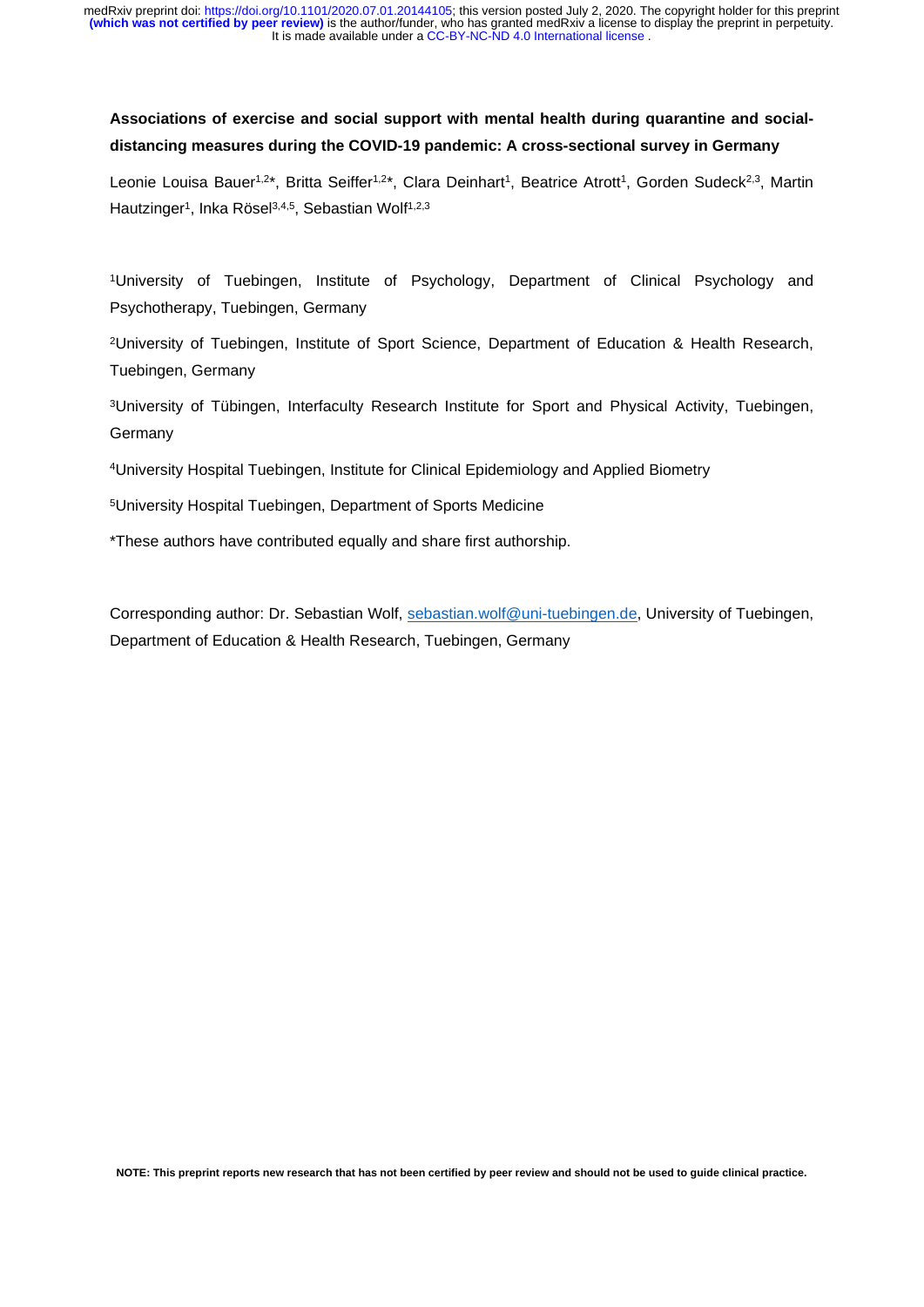**Associations of exercise and social support with mental health during quarantine and social-distancing measures during the COVID-19 pandemic: A cross-sectional survey in Germany**

Leonie Louisa Bauer[1,2*], Britta Seiffer[1,2*], Clara Deinhart[1], Beatrice Atrott[1], Gorden Sudeck[2,3], Martin Hautzinger[1], Inka Rösel[3,4,5], Sebastian Wolf[1,2,3]

[1]University of Tuebingen, Institute of Psychology, Department of Clinical Psychology and Psychotherapy, Tuebingen, Germany

[2]University of Tuebingen, Institute of Sport Science, Department of Education & Health Research, Tuebingen, Germany

[3]University of Tübingen, Interfaculty Research Institute for Sport and Physical Activity, Tuebingen, Germany

[4]University Hospital Tuebingen, Institute for Clinical Epidemiology and Applied Biometry

[5]University Hospital Tuebingen, Department of Sports Medicine

*These authors have contributed equally and share first authorship.

Corresponding author: Dr. Sebastian Wolf, sebastian.wolf@uni-tuebingen.de, University of Tuebingen, Department of Education & Health Research, Tuebingen, Germany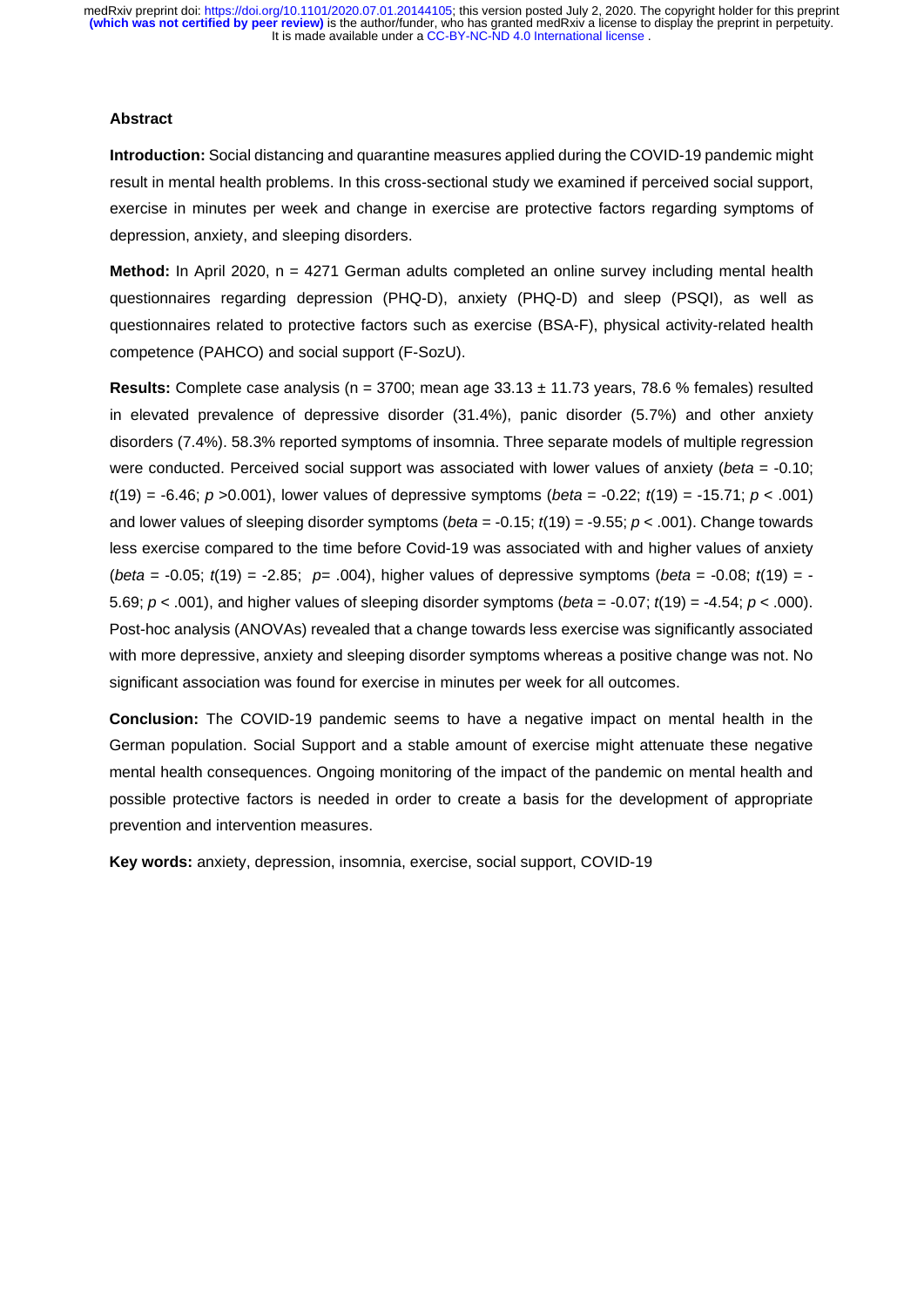## Abstract

**Introduction:** Social distancing and quarantine measures applied during the COVID-19 pandemic might result in mental health problems. In this cross-sectional study we examined if perceived social support, exercise in minutes per week and change in exercise are protective factors regarding symptoms of depression, anxiety, and sleeping disorders.

**Method:** In April 2020, n = 4271 German adults completed an online survey including mental health questionnaires regarding depression (PHQ-D), anxiety (PHQ-D) and sleep (PSQI), as well as questionnaires related to protective factors such as exercise (BSA-F), physical activity-related health competence (PAHCO) and social support (F-SozU).

**Results:** Complete case analysis (n = 3700; mean age 33.13 ± 11.73 years, 78.6 % females) resulted in elevated prevalence of depressive disorder (31.4%), panic disorder (5.7%) and other anxiety disorders (7.4%). 58.3% reported symptoms of insomnia. Three separate models of multiple regression were conducted. Perceived social support was associated with lower values of anxiety (*beta* = -0.10; $t(19) = -6.46$; $p > 0.001$), lower values of depressive symptoms (*beta* = -0.22; $t(19) = -15.71$; $p < .001$) and lower values of sleeping disorder symptoms (*beta* = -0.15; $t(19) = -9.55$; $p < .001$). Change towards less exercise compared to the time before Covid-19 was associated with and higher values of anxiety (*beta* = -0.05; $t(19) = -2.85$; $p = .004$), higher values of depressive symptoms (*beta* = -0.08; $t(19) = -5.69$; $p < .001$), and higher values of sleeping disorder symptoms (*beta* = -0.07; $t(19) = -4.54$; $p < .000$). Post-hoc analysis (ANOVAs) revealed that a change towards less exercise was significantly associated with more depressive, anxiety and sleeping disorder symptoms whereas a positive change was not. No significant association was found for exercise in minutes per week for all outcomes.

**Conclusion:** The COVID-19 pandemic seems to have a negative impact on mental health in the German population. Social Support and a stable amount of exercise might attenuate these negative mental health consequences. Ongoing monitoring of the impact of the pandemic on mental health and possible protective factors is needed in order to create a basis for the development of appropriate prevention and intervention measures.

**Key words:** anxiety, depression, insomnia, exercise, social support, COVID-19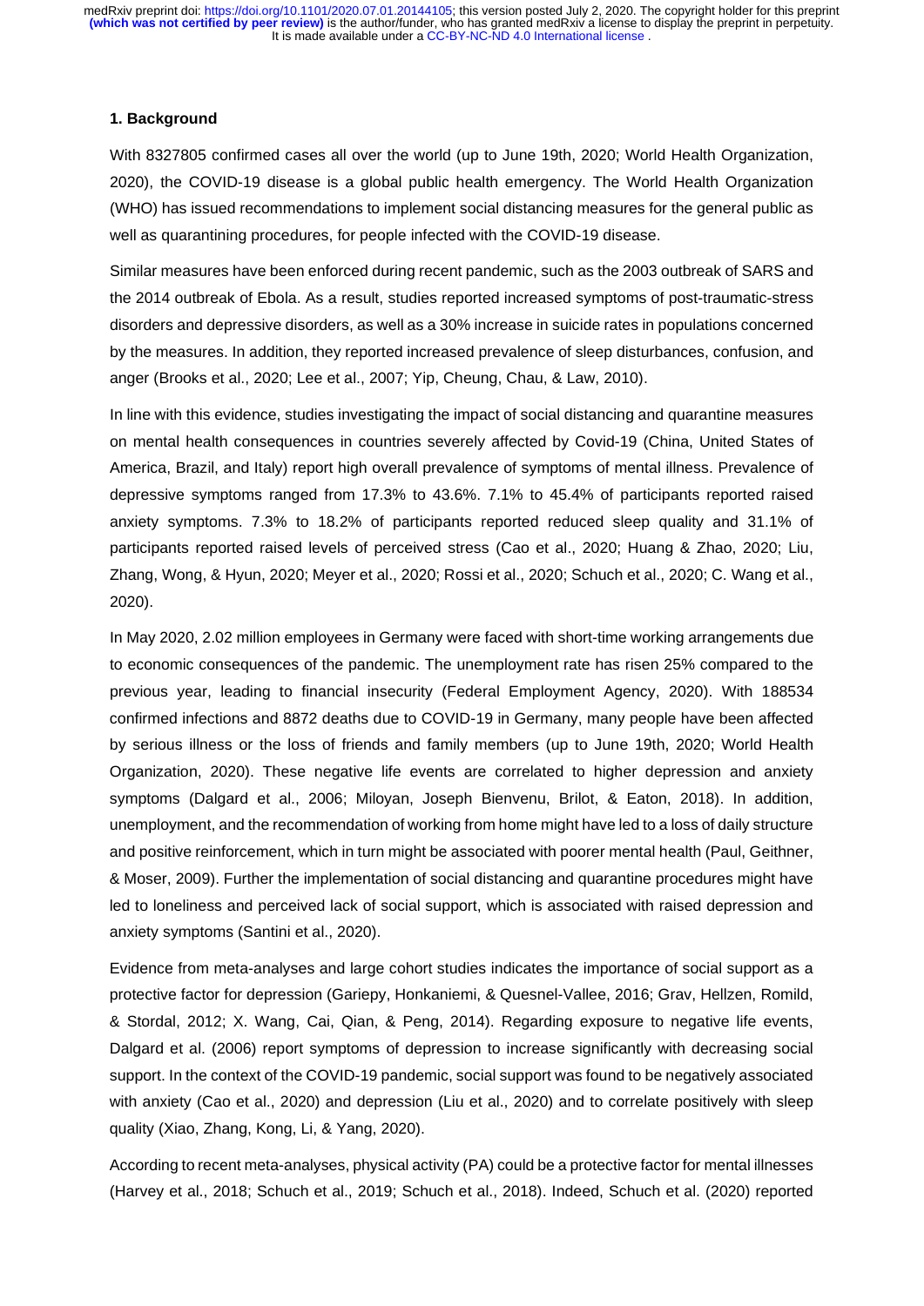## 1. Background

With 8327805 confirmed cases all over the world (up to June 19th, 2020; World Health Organization, 2020), the COVID-19 disease is a global public health emergency. The World Health Organization (WHO) has issued recommendations to implement social distancing measures for the general public as well as quarantining procedures, for people infected with the COVID-19 disease.

Similar measures have been enforced during recent pandemic, such as the 2003 outbreak of SARS and the 2014 outbreak of Ebola. As a result, studies reported increased symptoms of post-traumatic-stress disorders and depressive disorders, as well as a 30% increase in suicide rates in populations concerned by the measures. In addition, they reported increased prevalence of sleep disturbances, confusion, and anger (Brooks et al., 2020; Lee et al., 2007; Yip, Cheung, Chau, & Law, 2010).

In line with this evidence, studies investigating the impact of social distancing and quarantine measures on mental health consequences in countries severely affected by Covid-19 (China, United States of America, Brazil, and Italy) report high overall prevalence of symptoms of mental illness. Prevalence of depressive symptoms ranged from 17.3% to 43.6%. 7.1% to 45.4% of participants reported raised anxiety symptoms. 7.3% to 18.2% of participants reported reduced sleep quality and 31.1% of participants reported raised levels of perceived stress (Cao et al., 2020; Huang & Zhao, 2020; Liu, Zhang, Wong, & Hyun, 2020; Meyer et al., 2020; Rossi et al., 2020; Schuch et al., 2020; C. Wang et al., 2020).

In May 2020, 2.02 million employees in Germany were faced with short-time working arrangements due to economic consequences of the pandemic. The unemployment rate has risen 25% compared to the previous year, leading to financial insecurity (Federal Employment Agency, 2020). With 188534 confirmed infections and 8872 deaths due to COVID-19 in Germany, many people have been affected by serious illness or the loss of friends and family members (up to June 19th, 2020; World Health Organization, 2020). These negative life events are correlated to higher depression and anxiety symptoms (Dalgard et al., 2006; Miloyan, Joseph Bienvenu, Brilot, & Eaton, 2018). In addition, unemployment, and the recommendation of working from home might have led to a loss of daily structure and positive reinforcement, which in turn might be associated with poorer mental health (Paul, Geithner, & Moser, 2009). Further the implementation of social distancing and quarantine procedures might have led to loneliness and perceived lack of social support, which is associated with raised depression and anxiety symptoms (Santini et al., 2020).

Evidence from meta-analyses and large cohort studies indicates the importance of social support as a protective factor for depression (Gariepy, Honkaniemi, & Quesnel-Vallee, 2016; Grav, Hellzen, Romild, & Stordal, 2012; X. Wang, Cai, Qian, & Peng, 2014). Regarding exposure to negative life events, Dalgard et al. (2006) report symptoms of depression to increase significantly with decreasing social support. In the context of the COVID-19 pandemic, social support was found to be negatively associated with anxiety (Cao et al., 2020) and depression (Liu et al., 2020) and to correlate positively with sleep quality (Xiao, Zhang, Kong, Li, & Yang, 2020).

According to recent meta-analyses, physical activity (PA) could be a protective factor for mental illnesses (Harvey et al., 2018; Schuch et al., 2019; Schuch et al., 2018). Indeed, Schuch et al. (2020) reported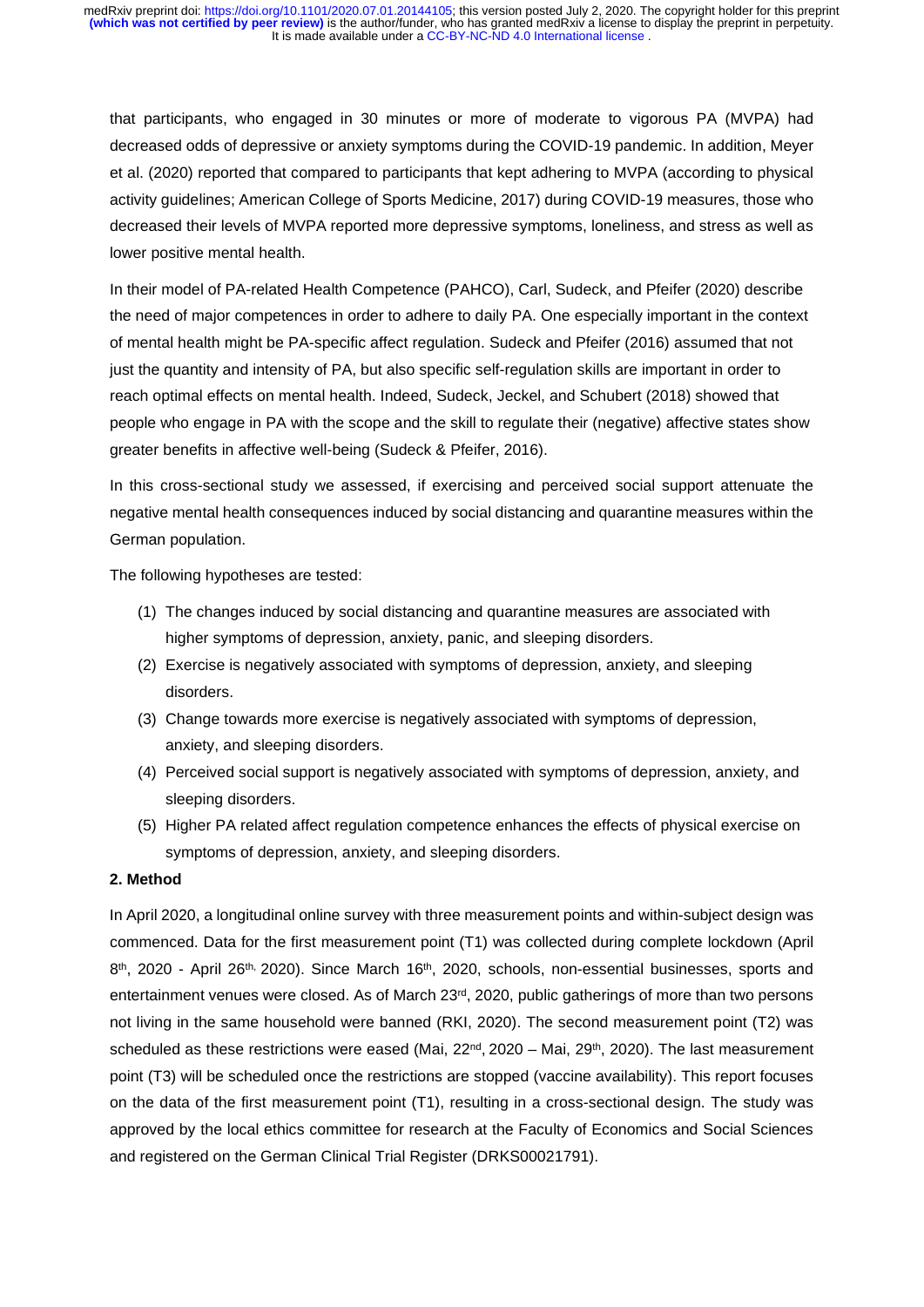that participants, who engaged in 30 minutes or more of moderate to vigorous PA (MVPA) had decreased odds of depressive or anxiety symptoms during the COVID-19 pandemic. In addition, Meyer et al. (2020) reported that compared to participants that kept adhering to MVPA (according to physical activity guidelines; American College of Sports Medicine, 2017) during COVID-19 measures, those who decreased their levels of MVPA reported more depressive symptoms, loneliness, and stress as well as lower positive mental health.

In their model of PA-related Health Competence (PAHCO), Carl, Sudeck, and Pfeifer (2020) describe the need of major competences in order to adhere to daily PA. One especially important in the context of mental health might be PA-specific affect regulation. Sudeck and Pfeifer (2016) assumed that not just the quantity and intensity of PA, but also specific self-regulation skills are important in order to reach optimal effects on mental health. Indeed, Sudeck, Jeckel, and Schubert (2018) showed that people who engage in PA with the scope and the skill to regulate their (negative) affective states show greater benefits in affective well-being (Sudeck & Pfeifer, 2016).

In this cross-sectional study we assessed, if exercising and perceived social support attenuate the negative mental health consequences induced by social distancing and quarantine measures within the German population.

The following hypotheses are tested:

1. The changes induced by social distancing and quarantine measures are associated with higher symptoms of depression, anxiety, panic, and sleeping disorders.
2. Exercise is negatively associated with symptoms of depression, anxiety, and sleeping disorders.
3. Change towards more exercise is negatively associated with symptoms of depression, anxiety, and sleeping disorders.
4. Perceived social support is negatively associated with symptoms of depression, anxiety, and sleeping disorders.
5. Higher PA related affect regulation competence enhances the effects of physical exercise on symptoms of depression, anxiety, and sleeping disorders.

## 2. Method

In April 2020, a longitudinal online survey with three measurement points and within-subject design was commenced. Data for the first measurement point (T1) was collected during complete lockdown (April 8th, 2020 - April 26th, 2020). Since March 16th, 2020, schools, non-essential businesses, sports and entertainment venues were closed. As of March 23rd, 2020, public gatherings of more than two persons not living in the same household were banned (RKI, 2020). The second measurement point (T2) was scheduled as these restrictions were eased (Mai, 22nd, 2020 – Mai, 29th, 2020). The last measurement point (T3) will be scheduled once the restrictions are stopped (vaccine availability). This report focuses on the data of the first measurement point (T1), resulting in a cross-sectional design. The study was approved by the local ethics committee for research at the Faculty of Economics and Social Sciences and registered on the German Clinical Trial Register (DRKS00021791).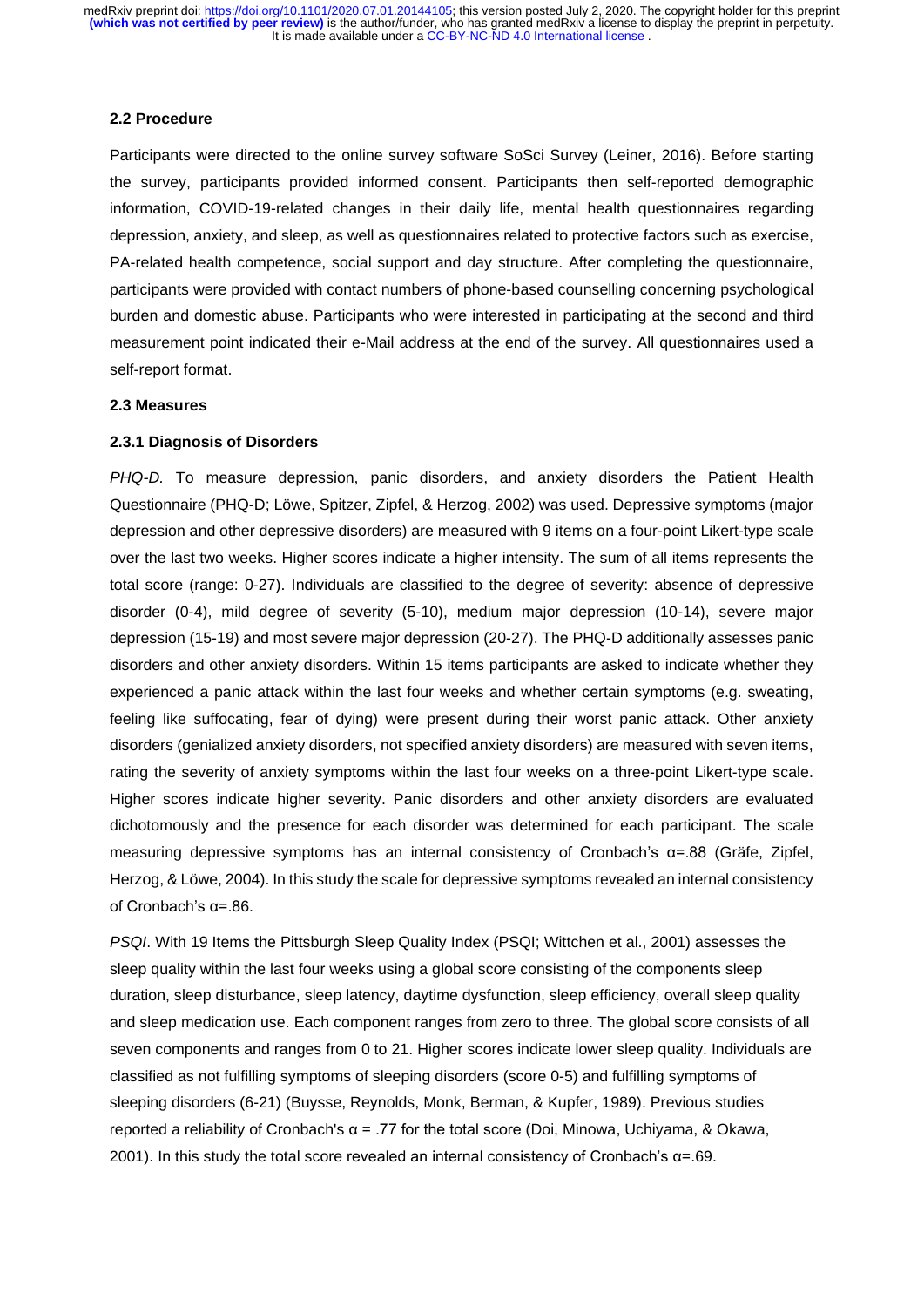### 2.2 Procedure

Participants were directed to the online survey software SoSci Survey (Leiner, 2016). Before starting the survey, participants provided informed consent. Participants then self-reported demographic information, COVID-19-related changes in their daily life, mental health questionnaires regarding depression, anxiety, and sleep, as well as questionnaires related to protective factors such as exercise, PA-related health competence, social support and day structure. After completing the questionnaire, participants were provided with contact numbers of phone-based counselling concerning psychological burden and domestic abuse. Participants who were interested in participating at the second and third measurement point indicated their e-Mail address at the end of the survey. All questionnaires used a self-report format.

### 2.3 Measures

#### 2.3.1 Diagnosis of Disorders

*PHQ-D.* To measure depression, panic disorders, and anxiety disorders the Patient Health Questionnaire (PHQ-D; Löwe, Spitzer, Zipfel, & Herzog, 2002) was used. Depressive symptoms (major depression and other depressive disorders) are measured with 9 items on a four-point Likert-type scale over the last two weeks. Higher scores indicate a higher intensity. The sum of all items represents the total score (range: 0-27). Individuals are classified to the degree of severity: absence of depressive disorder (0-4), mild degree of severity (5-10), medium major depression (10-14), severe major depression (15-19) and most severe major depression (20-27). The PHQ-D additionally assesses panic disorders and other anxiety disorders. Within 15 items participants are asked to indicate whether they experienced a panic attack within the last four weeks and whether certain symptoms (e.g. sweating, feeling like suffocating, fear of dying) were present during their worst panic attack. Other anxiety disorders (genialized anxiety disorders, not specified anxiety disorders) are measured with seven items, rating the severity of anxiety symptoms within the last four weeks on a three-point Likert-type scale. Higher scores indicate higher severity. Panic disorders and other anxiety disorders are evaluated dichotomously and the presence for each disorder was determined for each participant. The scale measuring depressive symptoms has an internal consistency of Cronbach's α=.88 (Gräfe, Zipfel, Herzog, & Löwe, 2004). In this study the scale for depressive symptoms revealed an internal consistency of Cronbach's α=.86.

*PSQI*. With 19 Items the Pittsburgh Sleep Quality Index (PSQI; Wittchen et al., 2001) assesses the sleep quality within the last four weeks using a global score consisting of the components sleep duration, sleep disturbance, sleep latency, daytime dysfunction, sleep efficiency, overall sleep quality and sleep medication use. Each component ranges from zero to three. The global score consists of all seven components and ranges from 0 to 21. Higher scores indicate lower sleep quality. Individuals are classified as not fulfilling symptoms of sleeping disorders (score 0-5) and fulfilling symptoms of sleeping disorders (6-21) (Buysse, Reynolds, Monk, Berman, & Kupfer, 1989). Previous studies reported a reliability of Cronbach's α = .77 for the total score (Doi, Minowa, Uchiyama, & Okawa, 2001). In this study the total score revealed an internal consistency of Cronbach's α=.69.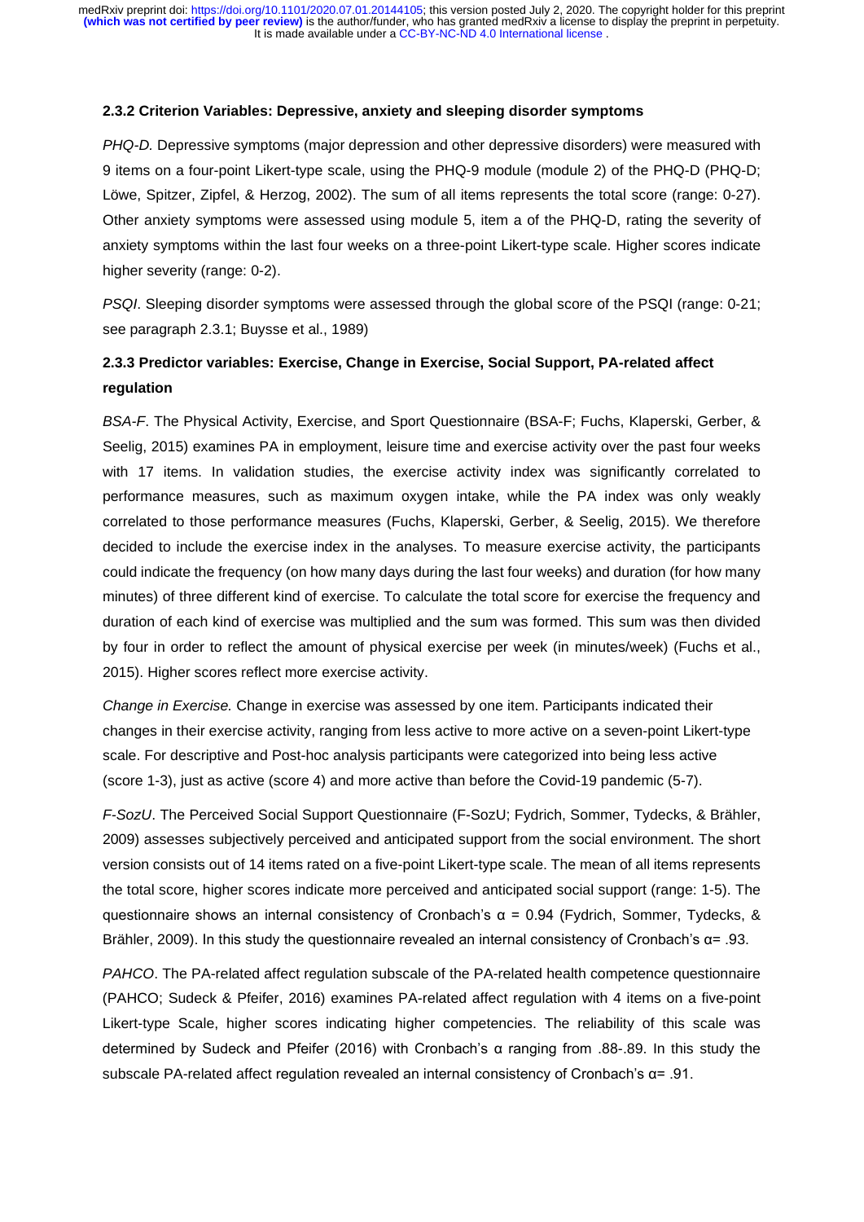### 2.3.2 Criterion Variables: Depressive, anxiety and sleeping disorder symptoms

*PHQ-D.* Depressive symptoms (major depression and other depressive disorders) were measured with 9 items on a four-point Likert-type scale, using the PHQ-9 module (module 2) of the PHQ-D (PHQ-D; Löwe, Spitzer, Zipfel, & Herzog, 2002). The sum of all items represents the total score (range: 0-27). Other anxiety symptoms were assessed using module 5, item a of the PHQ-D, rating the severity of anxiety symptoms within the last four weeks on a three-point Likert-type scale. Higher scores indicate higher severity (range: 0-2).

*PSQI*. Sleeping disorder symptoms were assessed through the global score of the PSQI (range: 0-21; see paragraph 2.3.1; Buysse et al., 1989)

### 2.3.3 Predictor variables: Exercise, Change in Exercise, Social Support, PA-related affect regulation

*BSA-F*. The Physical Activity, Exercise, and Sport Questionnaire (BSA-F; Fuchs, Klaperski, Gerber, & Seelig, 2015) examines PA in employment, leisure time and exercise activity over the past four weeks with 17 items. In validation studies, the exercise activity index was significantly correlated to performance measures, such as maximum oxygen intake, while the PA index was only weakly correlated to those performance measures (Fuchs, Klaperski, Gerber, & Seelig, 2015). We therefore decided to include the exercise index in the analyses. To measure exercise activity, the participants could indicate the frequency (on how many days during the last four weeks) and duration (for how many minutes) of three different kind of exercise. To calculate the total score for exercise the frequency and duration of each kind of exercise was multiplied and the sum was formed. This sum was then divided by four in order to reflect the amount of physical exercise per week (in minutes/week) (Fuchs et al., 2015). Higher scores reflect more exercise activity.

*Change in Exercise.* Change in exercise was assessed by one item. Participants indicated their changes in their exercise activity, ranging from less active to more active on a seven-point Likert-type scale. For descriptive and Post-hoc analysis participants were categorized into being less active (score 1-3), just as active (score 4) and more active than before the Covid-19 pandemic (5-7).

*F-SozU*. The Perceived Social Support Questionnaire (F-SozU; Fydrich, Sommer, Tydecks, & Brähler, 2009) assesses subjectively perceived and anticipated support from the social environment. The short version consists out of 14 items rated on a five-point Likert-type scale. The mean of all items represents the total score, higher scores indicate more perceived and anticipated social support (range: 1-5). The questionnaire shows an internal consistency of Cronbach's $\alpha = 0.94$ (Fydrich, Sommer, Tydecks, & Brähler, 2009). In this study the questionnaire revealed an internal consistency of Cronbach's $\alpha = .93$.

*PAHCO*. The PA-related affect regulation subscale of the PA-related health competence questionnaire (PAHCO; Sudeck & Pfeifer, 2016) examines PA-related affect regulation with 4 items on a five-point Likert-type Scale, higher scores indicating higher competencies. The reliability of this scale was determined by Sudeck and Pfeifer (2016) with Cronbach's $\alpha$ ranging from .88-.89. In this study the subscale PA-related affect regulation revealed an internal consistency of Cronbach's $\alpha = .91$.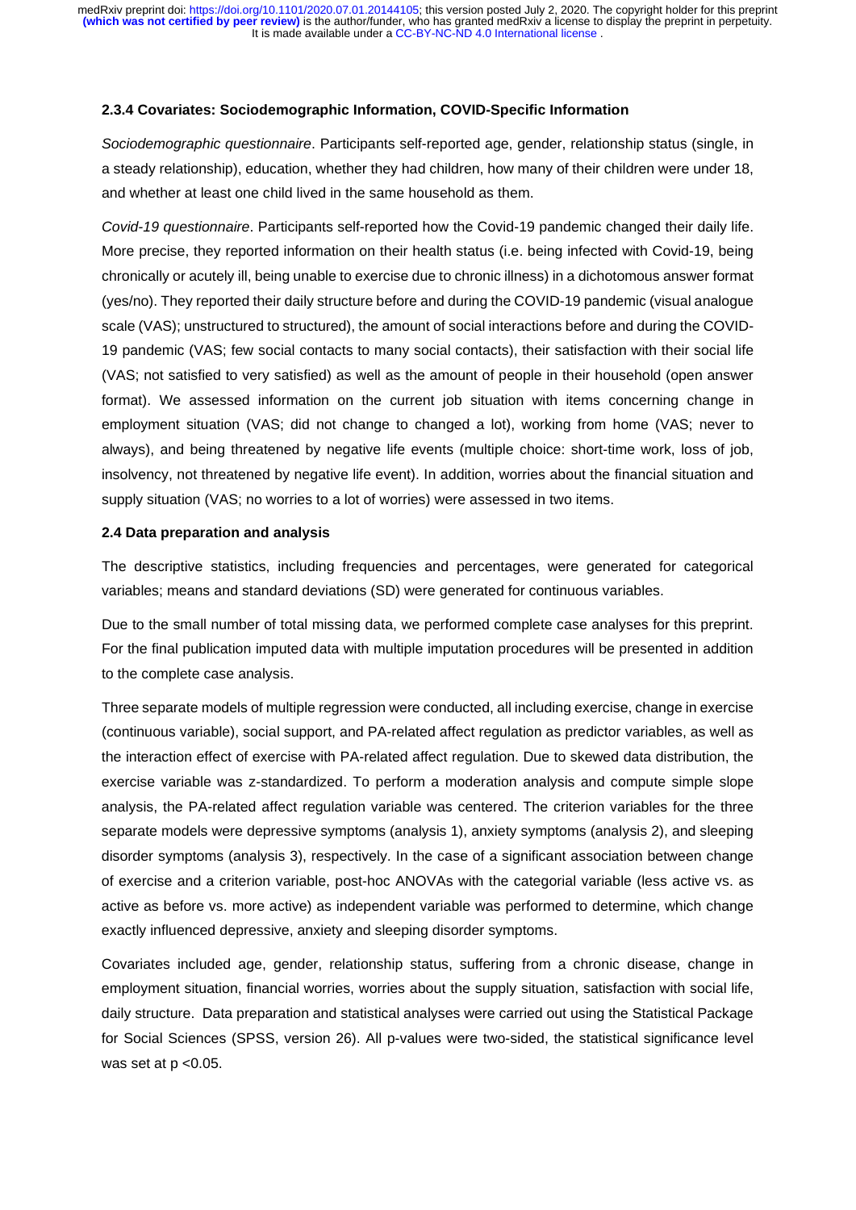### 2.3.4 Covariates: Sociodemographic Information, COVID-Specific Information

*Sociodemographic questionnaire*. Participants self-reported age, gender, relationship status (single, in a steady relationship), education, whether they had children, how many of their children were under 18, and whether at least one child lived in the same household as them.

*Covid-19 questionnaire*. Participants self-reported how the Covid-19 pandemic changed their daily life. More precise, they reported information on their health status (i.e. being infected with Covid-19, being chronically or acutely ill, being unable to exercise due to chronic illness) in a dichotomous answer format (yes/no). They reported their daily structure before and during the COVID-19 pandemic (visual analogue scale (VAS); unstructured to structured), the amount of social interactions before and during the COVID-19 pandemic (VAS; few social contacts to many social contacts), their satisfaction with their social life (VAS; not satisfied to very satisfied) as well as the amount of people in their household (open answer format). We assessed information on the current job situation with items concerning change in employment situation (VAS; did not change to changed a lot), working from home (VAS; never to always), and being threatened by negative life events (multiple choice: short-time work, loss of job, insolvency, not threatened by negative life event). In addition, worries about the financial situation and supply situation (VAS; no worries to a lot of worries) were assessed in two items.

### 2.4 Data preparation and analysis

The descriptive statistics, including frequencies and percentages, were generated for categorical variables; means and standard deviations (SD) were generated for continuous variables.

Due to the small number of total missing data, we performed complete case analyses for this preprint. For the final publication imputed data with multiple imputation procedures will be presented in addition to the complete case analysis.

Three separate models of multiple regression were conducted, all including exercise, change in exercise (continuous variable), social support, and PA-related affect regulation as predictor variables, as well as the interaction effect of exercise with PA-related affect regulation. Due to skewed data distribution, the exercise variable was z-standardized. To perform a moderation analysis and compute simple slope analysis, the PA-related affect regulation variable was centered. The criterion variables for the three separate models were depressive symptoms (analysis 1), anxiety symptoms (analysis 2), and sleeping disorder symptoms (analysis 3), respectively. In the case of a significant association between change of exercise and a criterion variable, post-hoc ANOVAs with the categorial variable (less active vs. as active as before vs. more active) as independent variable was performed to determine, which change exactly influenced depressive, anxiety and sleeping disorder symptoms.

Covariates included age, gender, relationship status, suffering from a chronic disease, change in employment situation, financial worries, worries about the supply situation, satisfaction with social life, daily structure. Data preparation and statistical analyses were carried out using the Statistical Package for Social Sciences (SPSS, version 26). All p-values were two-sided, the statistical significance level was set at $p < 0.05$.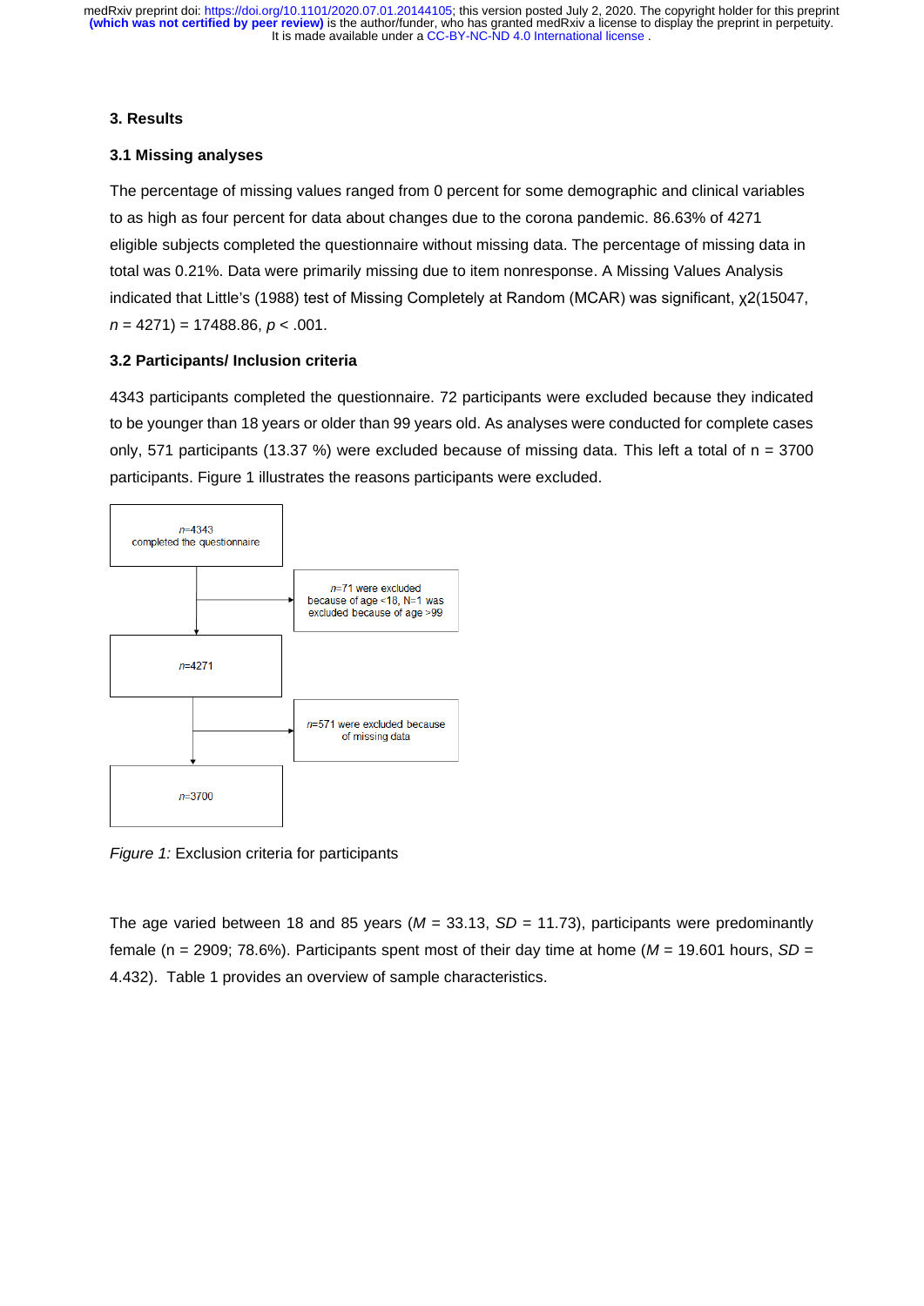## 3. Results

### 3.1 Missing analyses

The percentage of missing values ranged from 0 percent for some demographic and clinical variables to as high as four percent for data about changes due to the corona pandemic. 86.63% of 4271 eligible subjects completed the questionnaire without missing data. The percentage of missing data in total was 0.21%. Data were primarily missing due to item nonresponse. A Missing Values Analysis indicated that Little's (1988) test of Missing Completely at Random (MCAR) was significant, $\chi2(15047, n = 4271) = 17488.86$, $p < .001$.

### 3.2 Participants/ Inclusion criteria

4343 participants completed the questionnaire. 72 participants were excluded because they indicated to be younger than 18 years or older than 99 years old. As analyses were conducted for complete cases only, 571 participants (13.37 %) were excluded because of missing data. This left a total of n = 3700 participants. Figure 1 illustrates the reasons participants were excluded.

*n*=4343 completed the questionnaire

*n*=71 were excluded because of age <18, N=1 was excluded because of age >99

*n*=4271

*n*=571 were excluded because of missing data

*n*=3700

*Figure 1:* Exclusion criteria for participants

The age varied between 18 and 85 years (*M* = 33.13, *SD* = 11.73), participants were predominantly female (n = 2909; 78.6%). Participants spent most of their day time at home (*M* = 19.601 hours, *SD* = 4.432). Table 1 provides an overview of sample characteristics.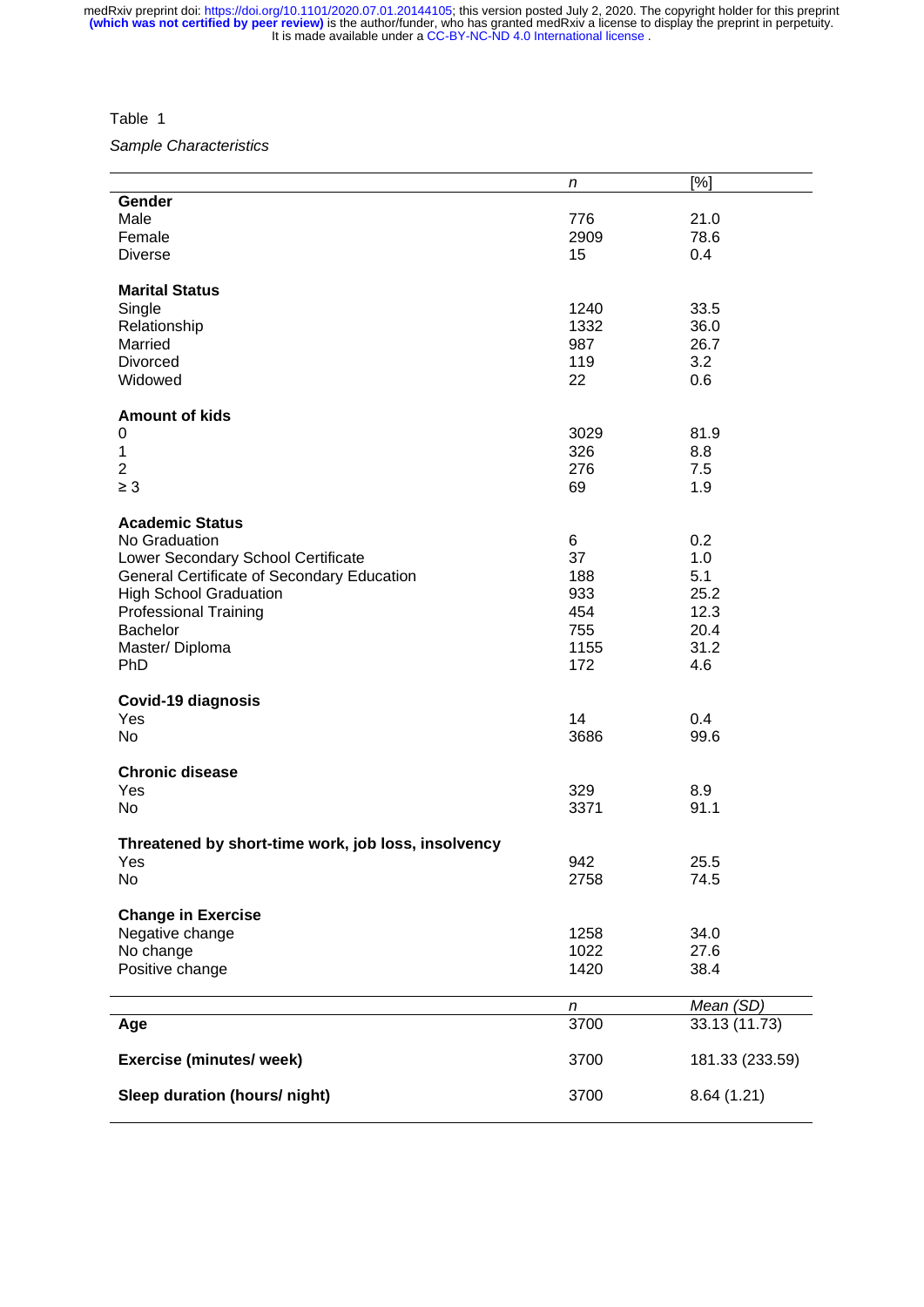Table 1

*Sample Characteristics*

| | *n* | [%] |
|---|---|---|
| **Gender** | | |
| Male | 776 | 21.0 |
| Female | 2909 | 78.6 |
| Diverse | 15 | 0.4 |
| **Marital Status** | | |
| Single | 1240 | 33.5 |
| Relationship | 1332 | 36.0 |
| Married | 987 | 26.7 |
| Divorced | 119 | 3.2 |
| Widowed | 22 | 0.6 |
| **Amount of kids** | | |
| 0 | 3029 | 81.9 |
| 1 | 326 | 8.8 |
| 2 | 276 | 7.5 |
| ≥ 3 | 69 | 1.9 |
| **Academic Status** | | |
| No Graduation | 6 | 0.2 |
| Lower Secondary School Certificate | 37 | 1.0 |
| General Certificate of Secondary Education | 188 | 5.1 |
| High School Graduation | 933 | 25.2 |
| Professional Training | 454 | 12.3 |
| Bachelor | 755 | 20.4 |
| Master/ Diploma | 1155 | 31.2 |
| PhD | 172 | 4.6 |
| **Covid-19 diagnosis** | | |
| Yes | 14 | 0.4 |
| No | 3686 | 99.6 |
| **Chronic disease** | | |
| Yes | 329 | 8.9 |
| No | 3371 | 91.1 |
| **Threatened by short-time work, job loss, insolvency** | | |
| Yes | 942 | 25.5 |
| No | 2758 | 74.5 |
| **Change in Exercise** | | |
| Negative change | 1258 | 34.0 |
| No change | 1022 | 27.6 |
| Positive change | 1420 | 38.4 |

| | *n* | *Mean (SD)* |
|---|---|---|
| **Age** | 3700 | 33.13 (11.73) |
| **Exercise (minutes/ week)** | 3700 | 181.33 (233.59) |
| **Sleep duration (hours/ night)** | 3700 | 8.64 (1.21) |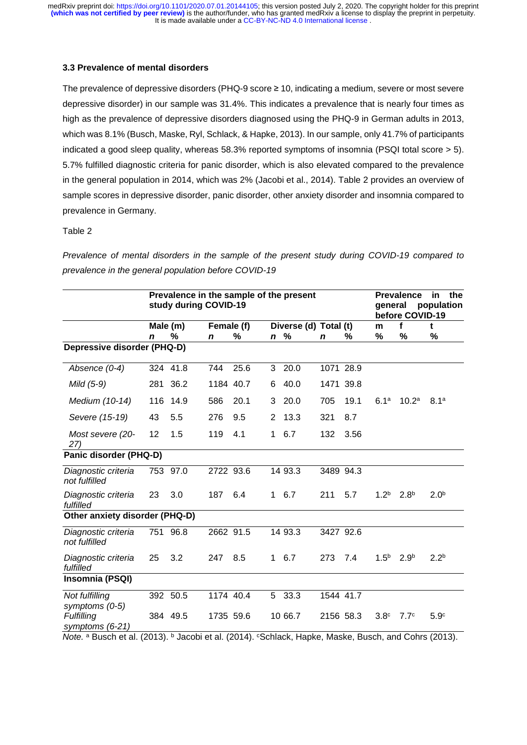### 3.3 Prevalence of mental disorders

The prevalence of depressive disorders (PHQ-9 score ≥ 10, indicating a medium, severe or most severe depressive disorder) in our sample was 31.4%. This indicates a prevalence that is nearly four times as high as the prevalence of depressive disorders diagnosed using the PHQ-9 in German adults in 2013, which was 8.1% (Busch, Maske, Ryl, Schlack, & Hapke, 2013). In our sample, only 41.7% of participants indicated a good sleep quality, whereas 58.3% reported symptoms of insomnia (PSQI total score > 5). 5.7% fulfilled diagnostic criteria for panic disorder, which is also elevated compared to the prevalence in the general population in 2014, which was 2% (Jacobi et al., 2014). Table 2 provides an overview of sample scores in depressive disorder, panic disorder, other anxiety disorder and insomnia compared to prevalence in Germany.

Table 2

*Prevalence of mental disorders in the sample of the present study during COVID-19 compared to prevalence in the general population before COVID-19*

| | Prevalence in the sample of the present study during COVID-19 | | | | | | | | Prevalence in the general population before COVID-19 | | |
|---|---|---|---|---|---|---|---|---|---|---|---|
| | Male (m) | | Female (f) | | Diverse (d) | | Total (t) | | m | f | t |
| | *n* | % | *n* | % | *n* | % | *n* | % | % | % | % |
| **Depressive disorder (PHQ-D)** | | | | | | | | | | | |
| *Absence (0-4)* | 324 | 41.8 | 744 | 25.6 | 3 | 20.0 | 1071 | 28.9 | | | |
| *Mild (5-9)* | 281 | 36.2 | 1184 | 40.7 | 6 | 40.0 | 1471 | 39.8 | | | |
| *Medium (10-14)* | 116 | 14.9 | 586 | 20.1 | 3 | 20.0 | 705 | 19.1 | 6.1[a] | 10.2[a] | 8.1[a] |
| *Severe (15-19)* | 43 | 5.5 | 276 | 9.5 | 2 | 13.3 | 321 | 8.7 | | | |
| *Most severe (20-27)* | 12 | 1.5 | 119 | 4.1 | 1 | 6.7 | 132 | 3.56 | | | |
| **Panic disorder (PHQ-D)** | | | | | | | | | | | |
| *Diagnostic criteria not fulfilled* | 753 | 97.0 | 2722 | 93.6 | 14 | 93.3 | 3489 | 94.3 | | | |
| *Diagnostic criteria fulfilled* | 23 | 3.0 | 187 | 6.4 | 1 | 6.7 | 211 | 5.7 | 1.2[b] | 2.8[b] | 2.0[b] |
| **Other anxiety disorder (PHQ-D)** | | | | | | | | | | | |
| *Diagnostic criteria not fulfilled* | 751 | 96.8 | 2662 | 91.5 | 14 | 93.3 | 3427 | 92.6 | | | |
| *Diagnostic criteria fulfilled* | 25 | 3.2 | 247 | 8.5 | 1 | 6.7 | 273 | 7.4 | 1.5[b] | 2.9[b] | 2.2[b] |
| **Insomnia (PSQI)** | | | | | | | | | | | |
| *Not fulfilling symptoms (0-5)* | 392 | 50.5 | 1174 | 40.4 | 5 | 33.3 | 1544 | 41.7 | | | |
| *Fulfilling symptoms (6-21)* | 384 | 49.5 | 1735 | 59.6 | 10 | 66.7 | 2156 | 58.3 | 3.8[c] | 7.7[c] | 5.9[c] |

*Note.* [a] Busch et al. (2013). [b] Jacobi et al. (2014). [c] Schlack, Hapke, Maske, Busch, and Cohrs (2013).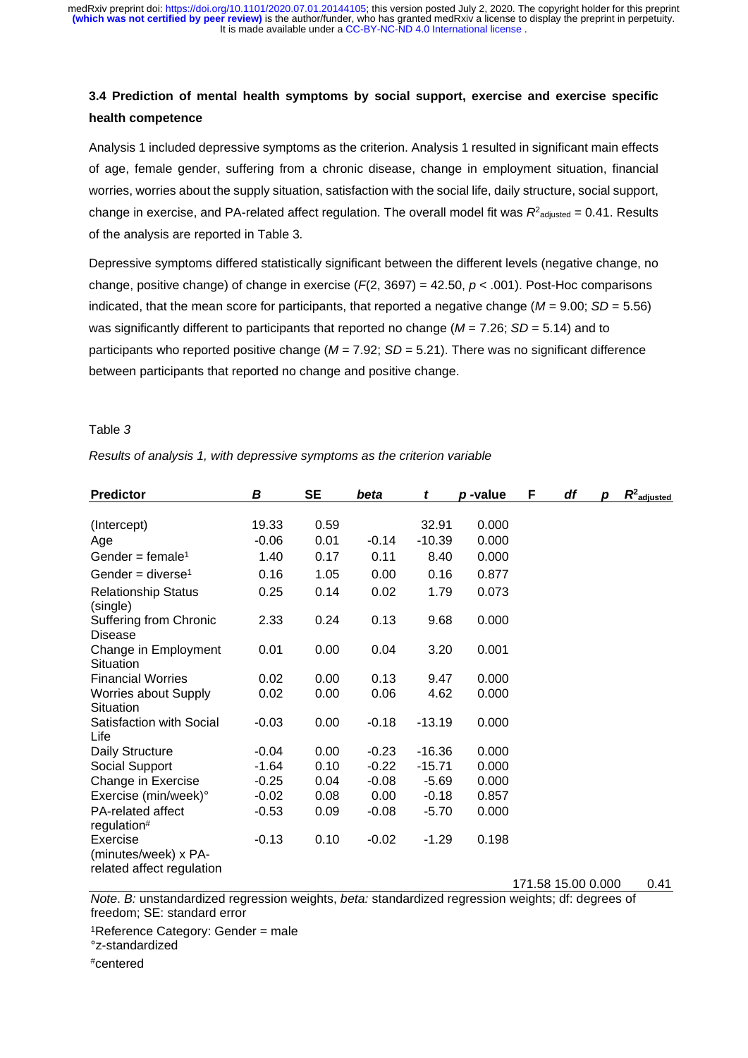### 3.4 Prediction of mental health symptoms by social support, exercise and exercise specific health competence

Analysis 1 included depressive symptoms as the criterion. Analysis 1 resulted in significant main effects of age, female gender, suffering from a chronic disease, change in employment situation, financial worries, worries about the supply situation, satisfaction with the social life, daily structure, social support, change in exercise, and PA-related affect regulation. The overall model fit was $R^2_{adjusted} = 0.41$. Results of the analysis are reported in Table 3.

Depressive symptoms differed statistically significant between the different levels (negative change, no change, positive change) of change in exercise ($F(2, 3697) = 42.50$, $p < .001$). Post-Hoc comparisons indicated, that the mean score for participants, that reported a negative change ($M = 9.00$; $SD = 5.56$) was significantly different to participants that reported no change ($M = 7.26$; $SD = 5.14$) and to participants who reported positive change ($M = 7.92$; $SD = 5.21$). There was no significant difference between participants that reported no change and positive change.

Table *3*

*Results of analysis 1, with depressive symptoms as the criterion variable*

| Predictor | *B* | SE | *beta* | *t* | *p* -value | F | *df* | *p* | $R^2_{adjusted}$ |
|---|---|---|---|---|---|---|---|---|---|
| (Intercept) | 19.33 | 0.59 | | 32.91 | 0.000 | | | | |
| Age | -0.06 | 0.01 | -0.14 | -10.39 | 0.000 | | | | |
| Gender = female[1] | 1.40 | 0.17 | 0.11 | 8.40 | 0.000 | | | | |
| Gender = diverse[1] | 0.16 | 1.05 | 0.00 | 0.16 | 0.877 | | | | |
| Relationship Status (single) | 0.25 | 0.14 | 0.02 | 1.79 | 0.073 | | | | |
| Suffering from Chronic Disease | 2.33 | 0.24 | 0.13 | 9.68 | 0.000 | | | | |
| Change in Employment Situation | 0.01 | 0.00 | 0.04 | 3.20 | 0.001 | | | | |
| Financial Worries | 0.02 | 0.00 | 0.13 | 9.47 | 0.000 | | | | |
| Worries about Supply Situation | 0.02 | 0.00 | 0.06 | 4.62 | 0.000 | | | | |
| Satisfaction with Social Life | -0.03 | 0.00 | -0.18 | -13.19 | 0.000 | | | | |
| Daily Structure | -0.04 | 0.00 | -0.23 | -16.36 | 0.000 | | | | |
| Social Support | -1.64 | 0.10 | -0.22 | -15.71 | 0.000 | | | | |
| Change in Exercise | -0.25 | 0.04 | -0.08 | -5.69 | 0.000 | | | | |
| Exercise (min/week)° | -0.02 | 0.08 | 0.00 | -0.18 | 0.857 | | | | |
| PA-related affect regulation# | -0.53 | 0.09 | -0.08 | -5.70 | 0.000 | | | | |
| Exercise (minutes/week) x PA-related affect regulation | -0.13 | 0.10 | -0.02 | -1.29 | 0.198 | | | | |
| | | | | | | 171.58 | 15.00 | 0.000 | 0.41 |

*Note*. *B:* unstandardized regression weights, *beta:* standardized regression weights; df: degrees of freedom; SE: standard error

[1]Reference Category: Gender = male

°z-standardized

#centered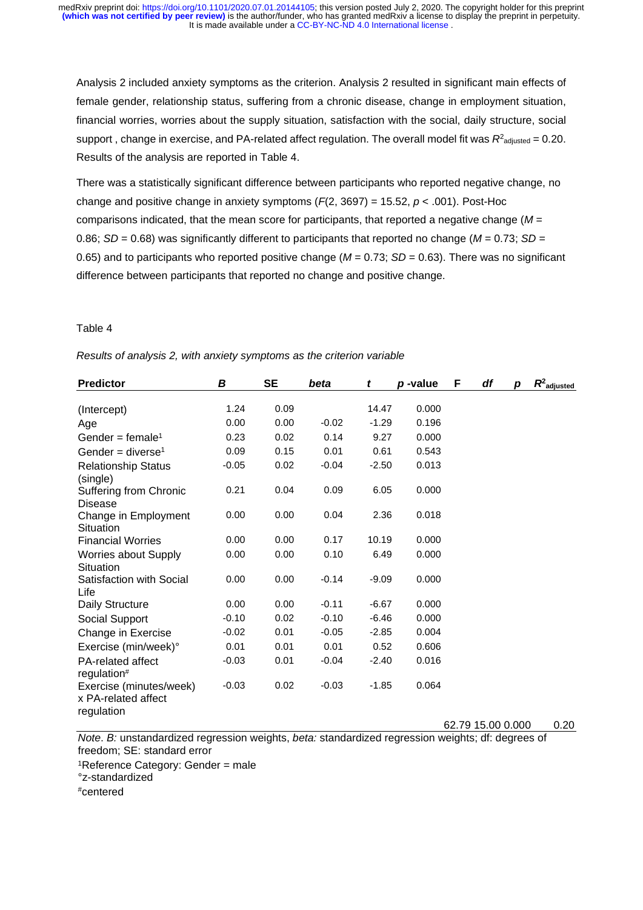Analysis 2 included anxiety symptoms as the criterion. Analysis 2 resulted in significant main effects of female gender, relationship status, suffering from a chronic disease, change in employment situation, financial worries, worries about the supply situation, satisfaction with the social, daily structure, social support , change in exercise, and PA-related affect regulation. The overall model fit was $R^2_{adjusted} = 0.20$. Results of the analysis are reported in Table 4.

There was a statistically significant difference between participants who reported negative change, no change and positive change in anxiety symptoms ($F(2, 3697) = 15.52$, $p < .001$). Post-Hoc comparisons indicated, that the mean score for participants, that reported a negative change ($M = 0.86$; $SD = 0.68$) was significantly different to participants that reported no change ($M = 0.73$; $SD = 0.65$) and to participants who reported positive change ($M = 0.73$; $SD = 0.63$). There was no significant difference between participants that reported no change and positive change.

Table 4

*Results of analysis 2, with anxiety symptoms as the criterion variable*

| Predictor | *B* | SE | *beta* | *t* | *p* -value | F | *df* | *p* | $R^2_{adjusted}$ |
|---|---|---|---|---|---|---|---|---|---|
| (Intercept) | 1.24 | 0.09 | | 14.47 | 0.000 | | | | |
| Age | 0.00 | 0.00 | -0.02 | -1.29 | 0.196 | | | | |
| Gender = female[1] | 0.23 | 0.02 | 0.14 | 9.27 | 0.000 | | | | |
| Gender = diverse[1] | 0.09 | 0.15 | 0.01 | 0.61 | 0.543 | | | | |
| Relationship Status (single) | -0.05 | 0.02 | -0.04 | -2.50 | 0.013 | | | | |
| Suffering from Chronic Disease | 0.21 | 0.04 | 0.09 | 6.05 | 0.000 | | | | |
| Change in Employment Situation | 0.00 | 0.00 | 0.04 | 2.36 | 0.018 | | | | |
| Financial Worries | 0.00 | 0.00 | 0.17 | 10.19 | 0.000 | | | | |
| Worries about Supply Situation | 0.00 | 0.00 | 0.10 | 6.49 | 0.000 | | | | |
| Satisfaction with Social Life | 0.00 | 0.00 | -0.14 | -9.09 | 0.000 | | | | |
| Daily Structure | 0.00 | 0.00 | -0.11 | -6.67 | 0.000 | | | | |
| Social Support | -0.10 | 0.02 | -0.10 | -6.46 | 0.000 | | | | |
| Change in Exercise | -0.02 | 0.01 | -0.05 | -2.85 | 0.004 | | | | |
| Exercise (min/week)° | 0.01 | 0.01 | 0.01 | 0.52 | 0.606 | | | | |
| PA-related affect regulation# | -0.03 | 0.01 | -0.04 | -2.40 | 0.016 | | | | |
| Exercise (minutes/week) x PA-related affect regulation | -0.03 | 0.02 | -0.03 | -1.85 | 0.064 | | | | |
| | | | | | | 62.79 | 15.00 | 0.000 | 0.20 |

*Note*. *B:* unstandardized regression weights, *beta:* standardized regression weights; df: degrees of freedom; SE: standard error

[1]Reference Category: Gender = male

°z-standardized

#centered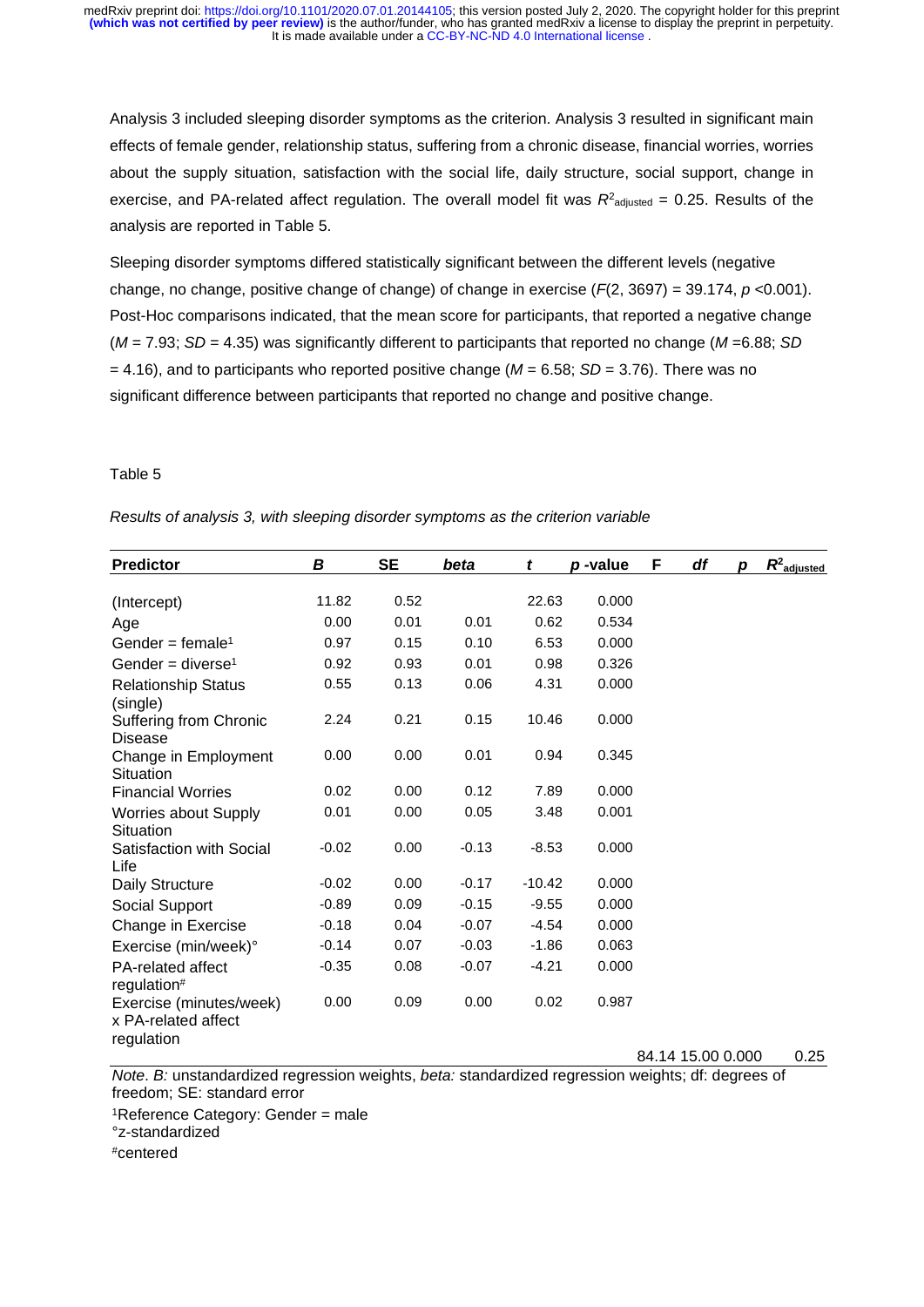Analysis 3 included sleeping disorder symptoms as the criterion. Analysis 3 resulted in significant main effects of female gender, relationship status, suffering from a chronic disease, financial worries, worries about the supply situation, satisfaction with the social life, daily structure, social support, change in exercise, and PA-related affect regulation. The overall model fit was $R^2_{adjusted}$ = 0.25. Results of the analysis are reported in Table 5.

Sleeping disorder symptoms differed statistically significant between the different levels (negative change, no change, positive change of change) of change in exercise ($F(2, 3697) = 39.174$, $p$ <0.001). Post-Hoc comparisons indicated, that the mean score for participants, that reported a negative change ($M$ = 7.93; $SD$ = 4.35) was significantly different to participants that reported no change ($M$ =6.88; $SD$ = 4.16), and to participants who reported positive change ($M$ = 6.58; $SD$ = 3.76). There was no significant difference between participants that reported no change and positive change.

Table 5

*Results of analysis 3, with sleeping disorder symptoms as the criterion variable*

| Predictor | *B* | SE | *beta* | *t* | *p* -value | F | *df* | *p* | $R^2_{adjusted}$ |
|---|---|---|---|---|---|---|---|---|---|
| (Intercept) | 11.82 | 0.52 | | 22.63 | 0.000 | | | | |
| Age | 0.00 | 0.01 | 0.01 | 0.62 | 0.534 | | | | |
| Gender = female[1] | 0.97 | 0.15 | 0.10 | 6.53 | 0.000 | | | | |
| Gender = diverse[1] | 0.92 | 0.93 | 0.01 | 0.98 | 0.326 | | | | |
| Relationship Status (single) | 0.55 | 0.13 | 0.06 | 4.31 | 0.000 | | | | |
| Suffering from Chronic Disease | 2.24 | 0.21 | 0.15 | 10.46 | 0.000 | | | | |
| Change in Employment Situation | 0.00 | 0.00 | 0.01 | 0.94 | 0.345 | | | | |
| Financial Worries | 0.02 | 0.00 | 0.12 | 7.89 | 0.000 | | | | |
| Worries about Supply Situation | 0.01 | 0.00 | 0.05 | 3.48 | 0.001 | | | | |
| Satisfaction with Social Life | -0.02 | 0.00 | -0.13 | -8.53 | 0.000 | | | | |
| Daily Structure | -0.02 | 0.00 | -0.17 | -10.42 | 0.000 | | | | |
| Social Support | -0.89 | 0.09 | -0.15 | -9.55 | 0.000 | | | | |
| Change in Exercise | -0.18 | 0.04 | -0.07 | -4.54 | 0.000 | | | | |
| Exercise (min/week)° | -0.14 | 0.07 | -0.03 | -1.86 | 0.063 | | | | |
| PA-related affect regulation# | -0.35 | 0.08 | -0.07 | -4.21 | 0.000 | | | | |
| Exercise (minutes/week) x PA-related affect regulation | 0.00 | 0.09 | 0.00 | 0.02 | 0.987 | | | | |
| | | | | | | 84.14 | 15.00 | 0.000 | 0.25 |

*Note*. *B:* unstandardized regression weights, *beta:* standardized regression weights; df: degrees of freedom; SE: standard error

[1]Reference Category: Gender = male

°z-standardized

#centered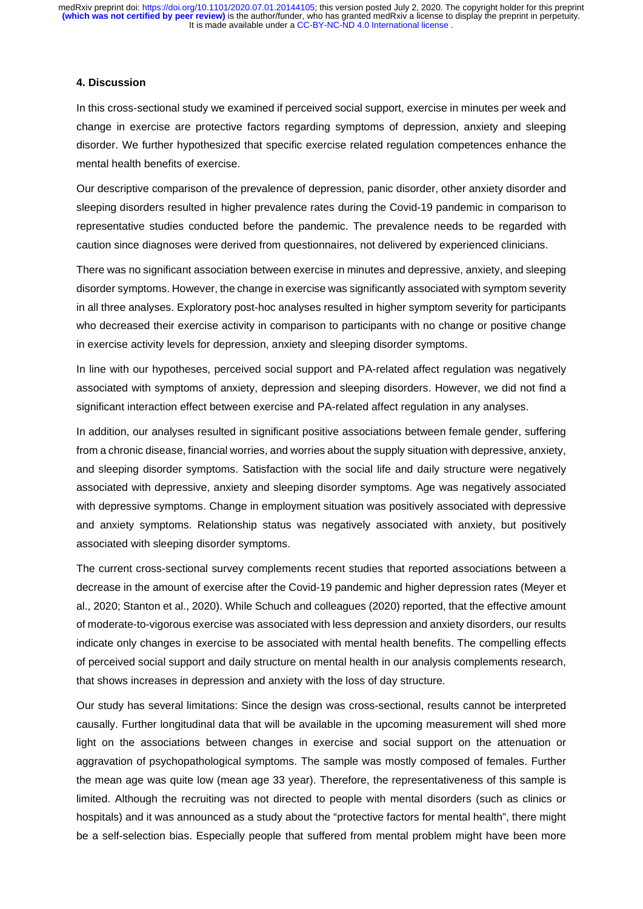## 4. Discussion

In this cross-sectional study we examined if perceived social support, exercise in minutes per week and change in exercise are protective factors regarding symptoms of depression, anxiety and sleeping disorder. We further hypothesized that specific exercise related regulation competences enhance the mental health benefits of exercise.

Our descriptive comparison of the prevalence of depression, panic disorder, other anxiety disorder and sleeping disorders resulted in higher prevalence rates during the Covid-19 pandemic in comparison to representative studies conducted before the pandemic. The prevalence needs to be regarded with caution since diagnoses were derived from questionnaires, not delivered by experienced clinicians.

There was no significant association between exercise in minutes and depressive, anxiety, and sleeping disorder symptoms. However, the change in exercise was significantly associated with symptom severity in all three analyses. Exploratory post-hoc analyses resulted in higher symptom severity for participants who decreased their exercise activity in comparison to participants with no change or positive change in exercise activity levels for depression, anxiety and sleeping disorder symptoms.

In line with our hypotheses, perceived social support and PA-related affect regulation was negatively associated with symptoms of anxiety, depression and sleeping disorders. However, we did not find a significant interaction effect between exercise and PA-related affect regulation in any analyses.

In addition, our analyses resulted in significant positive associations between female gender, suffering from a chronic disease, financial worries, and worries about the supply situation with depressive, anxiety, and sleeping disorder symptoms. Satisfaction with the social life and daily structure were negatively associated with depressive, anxiety and sleeping disorder symptoms. Age was negatively associated with depressive symptoms. Change in employment situation was positively associated with depressive and anxiety symptoms. Relationship status was negatively associated with anxiety, but positively associated with sleeping disorder symptoms.

The current cross-sectional survey complements recent studies that reported associations between a decrease in the amount of exercise after the Covid-19 pandemic and higher depression rates (Meyer et al., 2020; Stanton et al., 2020). While Schuch and colleagues (2020) reported, that the effective amount of moderate-to-vigorous exercise was associated with less depression and anxiety disorders, our results indicate only changes in exercise to be associated with mental health benefits. The compelling effects of perceived social support and daily structure on mental health in our analysis complements research, that shows increases in depression and anxiety with the loss of day structure.

Our study has several limitations: Since the design was cross-sectional, results cannot be interpreted causally. Further longitudinal data that will be available in the upcoming measurement will shed more light on the associations between changes in exercise and social support on the attenuation or aggravation of psychopathological symptoms. The sample was mostly composed of females. Further the mean age was quite low (mean age 33 year). Therefore, the representativeness of this sample is limited. Although the recruiting was not directed to people with mental disorders (such as clinics or hospitals) and it was announced as a study about the "protective factors for mental health", there might be a self-selection bias. Especially people that suffered from mental problem might have been more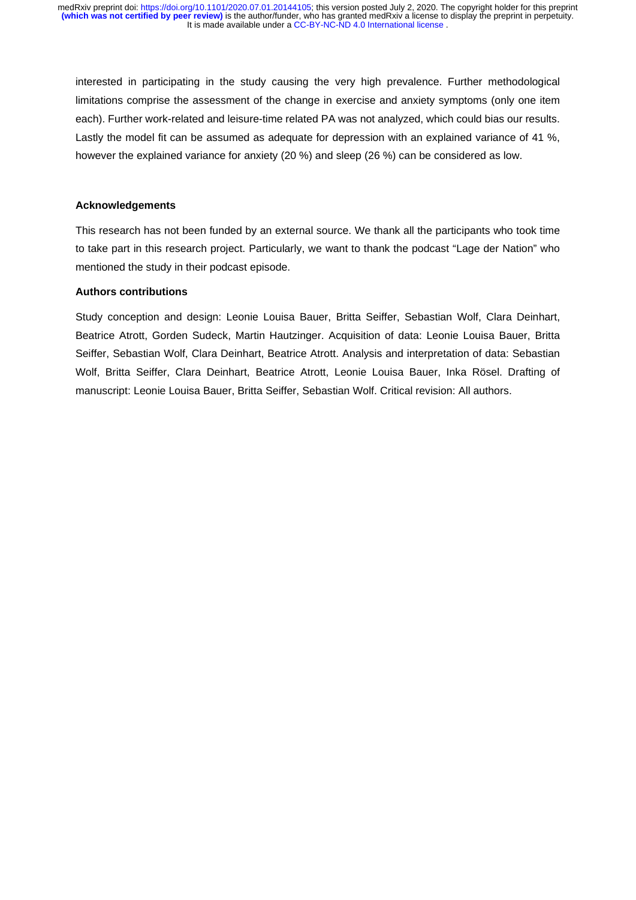interested in participating in the study causing the very high prevalence. Further methodological limitations comprise the assessment of the change in exercise and anxiety symptoms (only one item each). Further work-related and leisure-time related PA was not analyzed, which could bias our results. Lastly the model fit can be assumed as adequate for depression with an explained variance of 41 %, however the explained variance for anxiety (20 %) and sleep (26 %) can be considered as low.

### Acknowledgements

This research has not been funded by an external source. We thank all the participants who took time to take part in this research project. Particularly, we want to thank the podcast "Lage der Nation" who mentioned the study in their podcast episode.

### Authors contributions

Study conception and design: Leonie Louisa Bauer, Britta Seiffer, Sebastian Wolf, Clara Deinhart, Beatrice Atrott, Gorden Sudeck, Martin Hautzinger. Acquisition of data: Leonie Louisa Bauer, Britta Seiffer, Sebastian Wolf, Clara Deinhart, Beatrice Atrott. Analysis and interpretation of data: Sebastian Wolf, Britta Seiffer, Clara Deinhart, Beatrice Atrott, Leonie Louisa Bauer, Inka Rösel. Drafting of manuscript: Leonie Louisa Bauer, Britta Seiffer, Sebastian Wolf. Critical revision: All authors.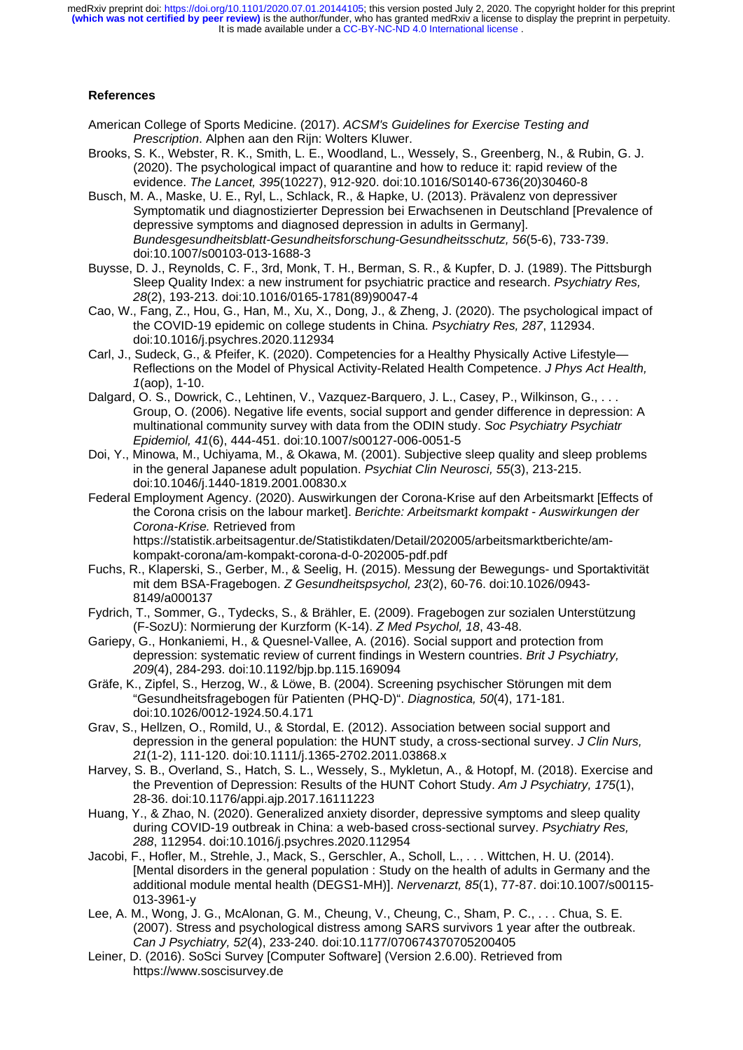## References

American College of Sports Medicine. (2017). *ACSM's Guidelines for Exercise Testing and Prescription*. Alphen aan den Rijn: Wolters Kluwer.

Brooks, S. K., Webster, R. K., Smith, L. E., Woodland, L., Wessely, S., Greenberg, N., & Rubin, G. J. (2020). The psychological impact of quarantine and how to reduce it: rapid review of the evidence. *The Lancet, 395*(10227), 912-920. doi:10.1016/S0140-6736(20)30460-8

Busch, M. A., Maske, U. E., Ryl, L., Schlack, R., & Hapke, U. (2013). Prävalenz von depressiver Symptomatik und diagnostizierter Depression bei Erwachsenen in Deutschland [Prevalence of depressive symptoms and diagnosed depression in adults in Germany]. *Bundesgesundheitsblatt-Gesundheitsforschung-Gesundheitsschutz, 56*(5-6), 733-739. doi:10.1007/s00103-013-1688-3

Buysse, D. J., Reynolds, C. F., 3rd, Monk, T. H., Berman, S. R., & Kupfer, D. J. (1989). The Pittsburgh Sleep Quality Index: a new instrument for psychiatric practice and research. *Psychiatry Res, 28*(2), 193-213. doi:10.1016/0165-1781(89)90047-4

Cao, W., Fang, Z., Hou, G., Han, M., Xu, X., Dong, J., & Zheng, J. (2020). The psychological impact of the COVID-19 epidemic on college students in China. *Psychiatry Res, 287*, 112934. doi:10.1016/j.psychres.2020.112934

Carl, J., Sudeck, G., & Pfeifer, K. (2020). Competencies for a Healthy Physically Active Lifestyle—Reflections on the Model of Physical Activity-Related Health Competence. *J Phys Act Health, 1*(aop), 1-10.

Dalgard, O. S., Dowrick, C., Lehtinen, V., Vazquez-Barquero, J. L., Casey, P., Wilkinson, G., . . . Group, O. (2006). Negative life events, social support and gender difference in depression: A multinational community survey with data from the ODIN study. *Soc Psychiatry Psychiatr Epidemiol, 41*(6), 444-451. doi:10.1007/s00127-006-0051-5

Doi, Y., Minowa, M., Uchiyama, M., & Okawa, M. (2001). Subjective sleep quality and sleep problems in the general Japanese adult population. *Psychiat Clin Neurosci, 55*(3), 213-215. doi:10.1046/j.1440-1819.2001.00830.x

Federal Employment Agency. (2020). Auswirkungen der Corona-Krise auf den Arbeitsmarkt [Effects of the Corona crisis on the labour market]. *Berichte: Arbeitsmarkt kompakt - Auswirkungen der Corona-Krise.* Retrieved from https://statistik.arbeitsagentur.de/Statistikdaten/Detail/202005/arbeitsmarktberichte/am-kompakt-corona/am-kompakt-corona-d-0-202005-pdf.pdf

Fuchs, R., Klaperski, S., Gerber, M., & Seelig, H. (2015). Messung der Bewegungs- und Sportaktivität mit dem BSA-Fragebogen. *Z Gesundheitspsychol, 23*(2), 60-76. doi:10.1026/0943-8149/a000137

Fydrich, T., Sommer, G., Tydecks, S., & Brähler, E. (2009). Fragebogen zur sozialen Unterstützung (F-SozU): Normierung der Kurzform (K-14). *Z Med Psychol, 18*, 43-48.

Gariepy, G., Honkaniemi, H., & Quesnel-Vallee, A. (2016). Social support and protection from depression: systematic review of current findings in Western countries. *Brit J Psychiatry, 209*(4), 284-293. doi:10.1192/bjp.bp.115.169094

Gräfe, K., Zipfel, S., Herzog, W., & Löwe, B. (2004). Screening psychischer Störungen mit dem "Gesundheitsfragebogen für Patienten (PHQ-D)". *Diagnostica, 50*(4), 171-181. doi:10.1026/0012-1924.50.4.171

Grav, S., Hellzen, O., Romild, U., & Stordal, E. (2012). Association between social support and depression in the general population: the HUNT study, a cross-sectional survey. *J Clin Nurs, 21*(1-2), 111-120. doi:10.1111/j.1365-2702.2011.03868.x

Harvey, S. B., Overland, S., Hatch, S. L., Wessely, S., Mykletun, A., & Hotopf, M. (2018). Exercise and the Prevention of Depression: Results of the HUNT Cohort Study. *Am J Psychiatry, 175*(1), 28-36. doi:10.1176/appi.ajp.2017.16111223

Huang, Y., & Zhao, N. (2020). Generalized anxiety disorder, depressive symptoms and sleep quality during COVID-19 outbreak in China: a web-based cross-sectional survey. *Psychiatry Res, 288*, 112954. doi:10.1016/j.psychres.2020.112954

Jacobi, F., Hofler, M., Strehle, J., Mack, S., Gerschler, A., Scholl, L., . . . Wittchen, H. U. (2014). [Mental disorders in the general population : Study on the health of adults in Germany and the additional module mental health (DEGS1-MH)]. *Nervenarzt, 85*(1), 77-87. doi:10.1007/s00115-013-3961-y

Lee, A. M., Wong, J. G., McAlonan, G. M., Cheung, V., Cheung, C., Sham, P. C., . . . Chua, S. E. (2007). Stress and psychological distress among SARS survivors 1 year after the outbreak. *Can J Psychiatry, 52*(4), 233-240. doi:10.1177/070674370705200405

Leiner, D. (2016). SoSci Survey [Computer Software] (Version 2.6.00). Retrieved from https://www.soscisurvey.de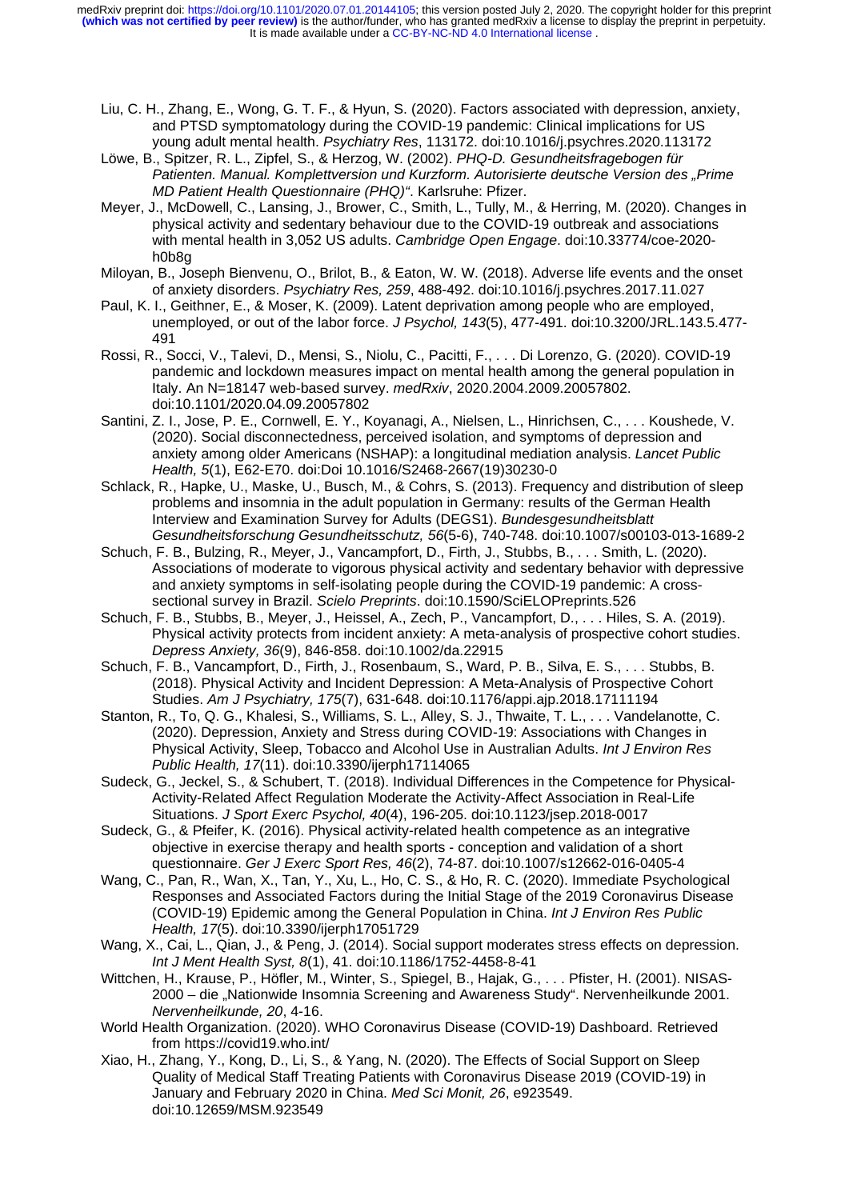Liu, C. H., Zhang, E., Wong, G. T. F., & Hyun, S. (2020). Factors associated with depression, anxiety, and PTSD symptomatology during the COVID-19 pandemic: Clinical implications for US young adult mental health. *Psychiatry Res*, 113172. doi:10.1016/j.psychres.2020.113172

Löwe, B., Spitzer, R. L., Zipfel, S., & Herzog, W. (2002). *PHQ-D. Gesundheitsfragebogen für Patienten. Manual. Komplettversion und Kurzform. Autorisierte deutsche Version des „Prime MD Patient Health Questionnaire (PHQ)"*. Karlsruhe: Pfizer.

Meyer, J., McDowell, C., Lansing, J., Brower, C., Smith, L., Tully, M., & Herring, M. (2020). Changes in physical activity and sedentary behaviour due to the COVID-19 outbreak and associations with mental health in 3,052 US adults. *Cambridge Open Engage*. doi:10.33774/coe-2020-h0b8g

Miloyan, B., Joseph Bienvenu, O., Brilot, B., & Eaton, W. W. (2018). Adverse life events and the onset of anxiety disorders. *Psychiatry Res, 259*, 488-492. doi:10.1016/j.psychres.2017.11.027

Paul, K. I., Geithner, E., & Moser, K. (2009). Latent deprivation among people who are employed, unemployed, or out of the labor force. *J Psychol, 143*(5), 477-491. doi:10.3200/JRL.143.5.477-491

Rossi, R., Socci, V., Talevi, D., Mensi, S., Niolu, C., Pacitti, F., . . . Di Lorenzo, G. (2020). COVID-19 pandemic and lockdown measures impact on mental health among the general population in Italy. An N=18147 web-based survey. *medRxiv*, 2020.2004.2009.20057802. doi:10.1101/2020.04.09.20057802

Santini, Z. I., Jose, P. E., Cornwell, E. Y., Koyanagi, A., Nielsen, L., Hinrichsen, C., . . . Koushede, V. (2020). Social disconnectedness, perceived isolation, and symptoms of depression and anxiety among older Americans (NSHAP): a longitudinal mediation analysis. *Lancet Public Health, 5*(1), E62-E70. doi:Doi 10.1016/S2468-2667(19)30230-0

Schlack, R., Hapke, U., Maske, U., Busch, M., & Cohrs, S. (2013). Frequency and distribution of sleep problems and insomnia in the adult population in Germany: results of the German Health Interview and Examination Survey for Adults (DEGS1). *Bundesgesundheitsblatt Gesundheitsforschung Gesundheitsschutz, 56*(5-6), 740-748. doi:10.1007/s00103-013-1689-2

Schuch, F. B., Bulzing, R., Meyer, J., Vancampfort, D., Firth, J., Stubbs, B., . . . Smith, L. (2020). Associations of moderate to vigorous physical activity and sedentary behavior with depressive and anxiety symptoms in self-isolating people during the COVID-19 pandemic: A cross-sectional survey in Brazil. *Scielo Preprints*. doi:10.1590/SciELOPreprints.526

Schuch, F. B., Stubbs, B., Meyer, J., Heissel, A., Zech, P., Vancampfort, D., . . . Hiles, S. A. (2019). Physical activity protects from incident anxiety: A meta-analysis of prospective cohort studies. *Depress Anxiety, 36*(9), 846-858. doi:10.1002/da.22915

Schuch, F. B., Vancampfort, D., Firth, J., Rosenbaum, S., Ward, P. B., Silva, E. S., . . . Stubbs, B. (2018). Physical Activity and Incident Depression: A Meta-Analysis of Prospective Cohort Studies. *Am J Psychiatry, 175*(7), 631-648. doi:10.1176/appi.ajp.2018.17111194

Stanton, R., To, Q. G., Khalesi, S., Williams, S. L., Alley, S. J., Thwaite, T. L., . . . Vandelanotte, C. (2020). Depression, Anxiety and Stress during COVID-19: Associations with Changes in Physical Activity, Sleep, Tobacco and Alcohol Use in Australian Adults. *Int J Environ Res Public Health, 17*(11). doi:10.3390/ijerph17114065

Sudeck, G., Jeckel, S., & Schubert, T. (2018). Individual Differences in the Competence for Physical-Activity-Related Affect Regulation Moderate the Activity-Affect Association in Real-Life Situations. *J Sport Exerc Psychol, 40*(4), 196-205. doi:10.1123/jsep.2018-0017

Sudeck, G., & Pfeifer, K. (2016). Physical activity-related health competence as an integrative objective in exercise therapy and health sports - conception and validation of a short questionnaire. *Ger J Exerc Sport Res, 46*(2), 74-87. doi:10.1007/s12662-016-0405-4

Wang, C., Pan, R., Wan, X., Tan, Y., Xu, L., Ho, C. S., & Ho, R. C. (2020). Immediate Psychological Responses and Associated Factors during the Initial Stage of the 2019 Coronavirus Disease (COVID-19) Epidemic among the General Population in China. *Int J Environ Res Public Health, 17*(5). doi:10.3390/ijerph17051729

Wang, X., Cai, L., Qian, J., & Peng, J. (2014). Social support moderates stress effects on depression. *Int J Ment Health Syst, 8*(1), 41. doi:10.1186/1752-4458-8-41

Wittchen, H., Krause, P., Höfler, M., Winter, S., Spiegel, B., Hajak, G., . . . Pfister, H. (2001). NISAS-2000 – die „Nationwide Insomnia Screening and Awareness Study". Nervenheilkunde 2001. *Nervenheilkunde, 20*, 4-16.

World Health Organization. (2020). WHO Coronavirus Disease (COVID-19) Dashboard. Retrieved from https://covid19.who.int/

Xiao, H., Zhang, Y., Kong, D., Li, S., & Yang, N. (2020). The Effects of Social Support on Sleep Quality of Medical Staff Treating Patients with Coronavirus Disease 2019 (COVID-19) in January and February 2020 in China. *Med Sci Monit, 26*, e923549. doi:10.12659/MSM.923549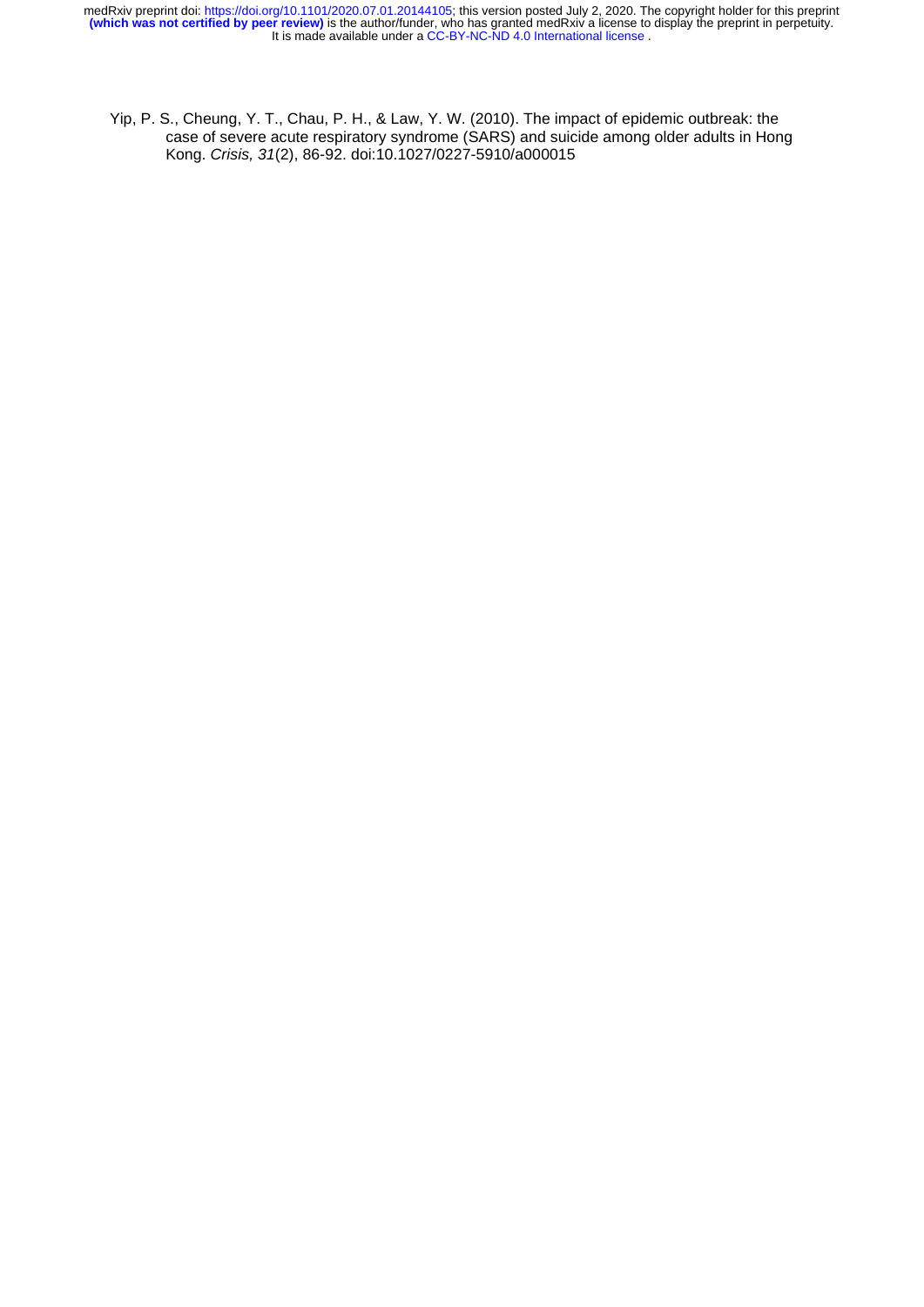Yip, P. S., Cheung, Y. T., Chau, P. H., & Law, Y. W. (2010). The impact of epidemic outbreak: the case of severe acute respiratory syndrome (SARS) and suicide among older adults in Hong Kong. *Crisis, 31*(2), 86-92. doi:10.1027/0227-5910/a000015